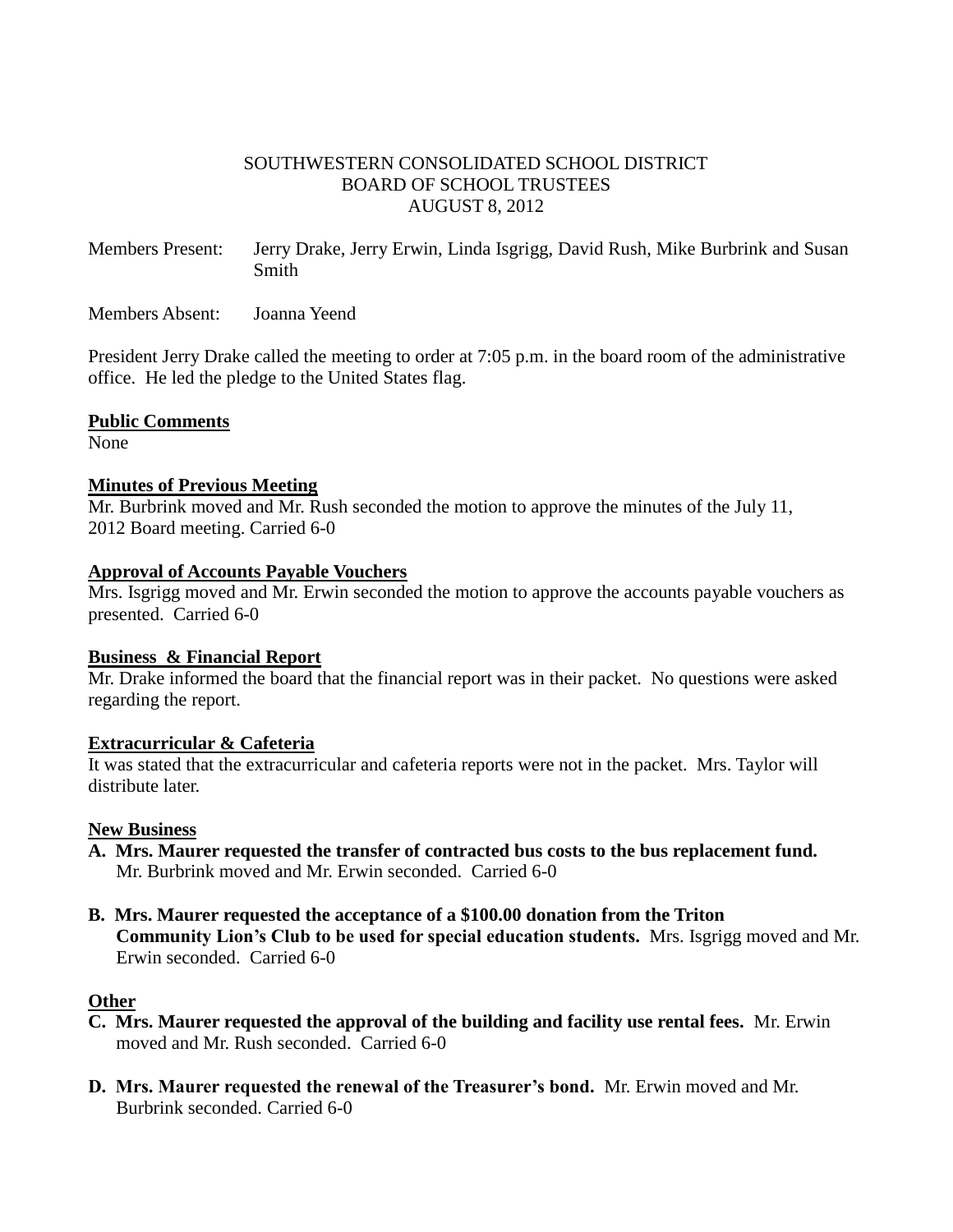SOUTHWESTERN CONSOLIDATED SCHOOL DISTRICT
BOARD OF SCHOOL TRUSTEES
AUGUST 8, 2012

Members Present: Jerry Drake, Jerry Erwin, Linda Isgrigg, David Rush, Mike Burbrink and Susan Smith

Members Absent: Joanna Yeend

President Jerry Drake called the meeting to order at 7:05 p.m. in the board room of the administrative office. He led the pledge to the United States flag.

**Public Comments**

None

**Minutes of Previous Meeting**

Mr. Burbrink moved and Mr. Rush seconded the motion to approve the minutes of the July 11, 2012 Board meeting. Carried 6-0

**Approval of Accounts Payable Vouchers**

Mrs. Isgrigg moved and Mr. Erwin seconded the motion to approve the accounts payable vouchers as presented. Carried 6-0

**Business & Financial Report**

Mr. Drake informed the board that the financial report was in their packet. No questions were asked regarding the report.

**Extracurricular & Cafeteria**

It was stated that the extracurricular and cafeteria reports were not in the packet. Mrs. Taylor will distribute later.

**New Business**

**A. Mrs. Maurer requested the transfer of contracted bus costs to the bus replacement fund.** Mr. Burbrink moved and Mr. Erwin seconded. Carried 6-0

**B. Mrs. Maurer requested the acceptance of a $100.00 donation from the Triton Community Lion's Club to be used for special education students.** Mrs. Isgrigg moved and Mr. Erwin seconded. Carried 6-0

**Other**

**C. Mrs. Maurer requested the approval of the building and facility use rental fees.** Mr. Erwin moved and Mr. Rush seconded. Carried 6-0

**D. Mrs. Maurer requested the renewal of the Treasurer's bond.** Mr. Erwin moved and Mr. Burbrink seconded. Carried 6-0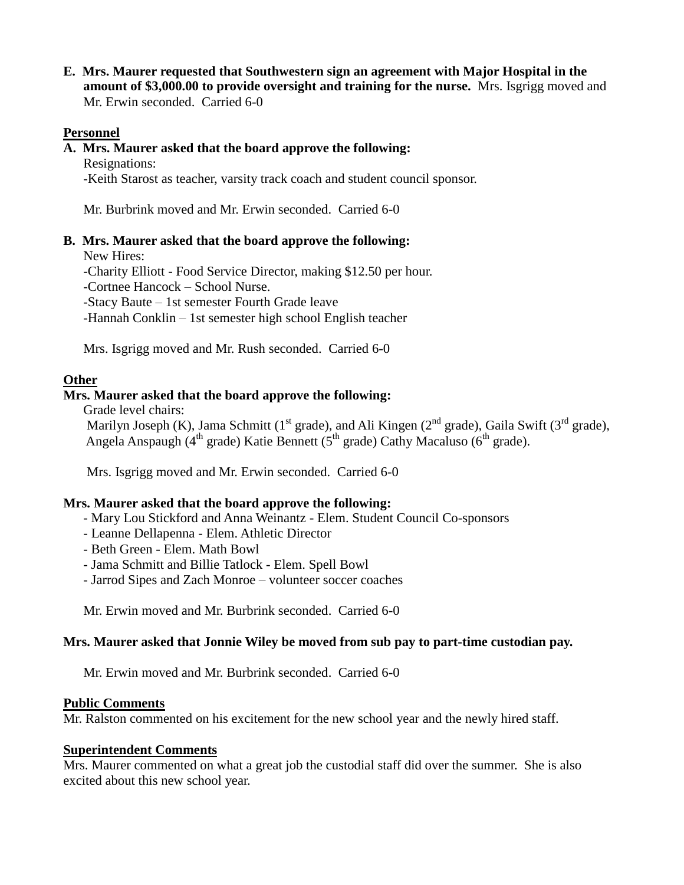**E. Mrs. Maurer requested that Southwestern sign an agreement with Major Hospital in the amount of $3,000.00 to provide oversight and training for the nurse.** Mrs. Isgrigg moved and Mr. Erwin seconded. Carried 6-0

**Personnel**

**A. Mrs. Maurer asked that the board approve the following:**

Resignations:

-Keith Starost as teacher, varsity track coach and student council sponsor.

Mr. Burbrink moved and Mr. Erwin seconded. Carried 6-0

**B. Mrs. Maurer asked that the board approve the following:**

New Hires:

-Charity Elliott - Food Service Director, making $12.50 per hour.

-Cortnee Hancock – School Nurse.

-Stacy Baute – 1st semester Fourth Grade leave

-Hannah Conklin – 1st semester high school English teacher

Mrs. Isgrigg moved and Mr. Rush seconded. Carried 6-0

**Other**

**Mrs. Maurer asked that the board approve the following:**

Grade level chairs:

Marilyn Joseph (K), Jama Schmitt (1st grade), and Ali Kingen (2nd grade), Gaila Swift (3rd grade), Angela Anspaugh (4th grade) Katie Bennett (5th grade) Cathy Macaluso (6th grade).

Mrs. Isgrigg moved and Mr. Erwin seconded. Carried 6-0

**Mrs. Maurer asked that the board approve the following:**

- Mary Lou Stickford and Anna Weinantz - Elem. Student Council Co-sponsors
- Leanne Dellapenna - Elem. Athletic Director
- Beth Green - Elem. Math Bowl
- Jama Schmitt and Billie Tatlock - Elem. Spell Bowl
- Jarrod Sipes and Zach Monroe – volunteer soccer coaches

Mr. Erwin moved and Mr. Burbrink seconded. Carried 6-0

**Mrs. Maurer asked that Jonnie Wiley be moved from sub pay to part-time custodian pay.**

Mr. Erwin moved and Mr. Burbrink seconded. Carried 6-0

**Public Comments**

Mr. Ralston commented on his excitement for the new school year and the newly hired staff.

**Superintendent Comments**

Mrs. Maurer commented on what a great job the custodial staff did over the summer. She is also excited about this new school year.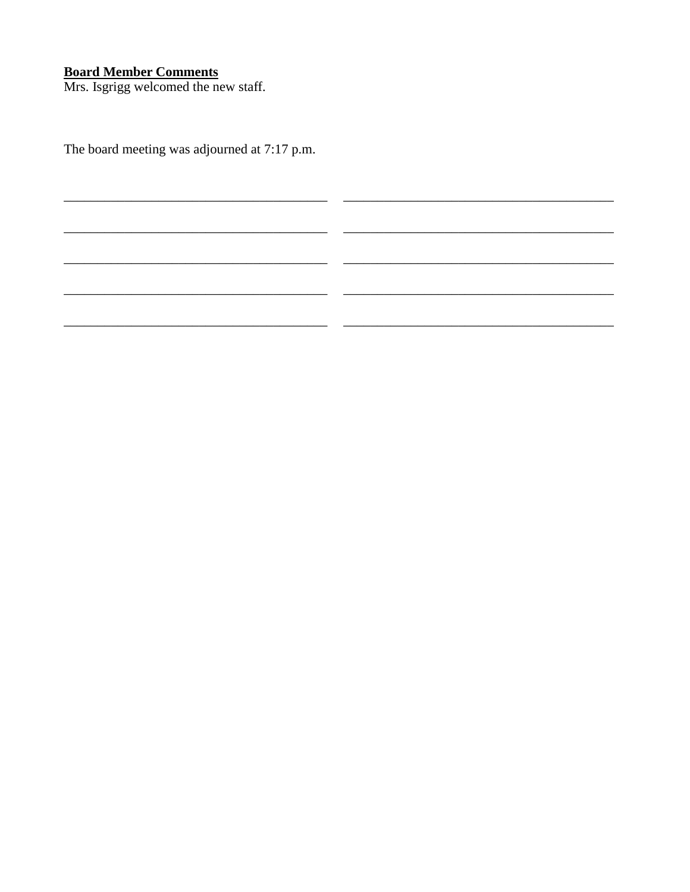**Board Member Comments**
Mrs. Isgrigg welcomed the new staff.

The board meeting was adjourned at 7:17 p.m.

\_\_\_\_\_\_\_\_\_\_\_\_\_\_\_\_\_\_\_\_\_\_\_\_\_\_\_\_\_\_\_\_\_\_\_\_\_\_\_\_ \_\_\_\_\_\_\_\_\_\_\_\_\_\_\_\_\_\_\_\_\_\_\_\_\_\_\_\_\_\_\_\_\_\_\_\_\_\_\_\_

\_\_\_\_\_\_\_\_\_\_\_\_\_\_\_\_\_\_\_\_\_\_\_\_\_\_\_\_\_\_\_\_\_\_\_\_\_\_\_\_ \_\_\_\_\_\_\_\_\_\_\_\_\_\_\_\_\_\_\_\_\_\_\_\_\_\_\_\_\_\_\_\_\_\_\_\_\_\_\_\_

\_\_\_\_\_\_\_\_\_\_\_\_\_\_\_\_\_\_\_\_\_\_\_\_\_\_\_\_\_\_\_\_\_\_\_\_\_\_\_\_ \_\_\_\_\_\_\_\_\_\_\_\_\_\_\_\_\_\_\_\_\_\_\_\_\_\_\_\_\_\_\_\_\_\_\_\_\_\_\_\_

\_\_\_\_\_\_\_\_\_\_\_\_\_\_\_\_\_\_\_\_\_\_\_\_\_\_\_\_\_\_\_\_\_\_\_\_\_\_\_\_ \_\_\_\_\_\_\_\_\_\_\_\_\_\_\_\_\_\_\_\_\_\_\_\_\_\_\_\_\_\_\_\_\_\_\_\_\_\_\_\_

\_\_\_\_\_\_\_\_\_\_\_\_\_\_\_\_\_\_\_\_\_\_\_\_\_\_\_\_\_\_\_\_\_\_\_\_\_\_\_\_ \_\_\_\_\_\_\_\_\_\_\_\_\_\_\_\_\_\_\_\_\_\_\_\_\_\_\_\_\_\_\_\_\_\_\_\_\_\_\_\_